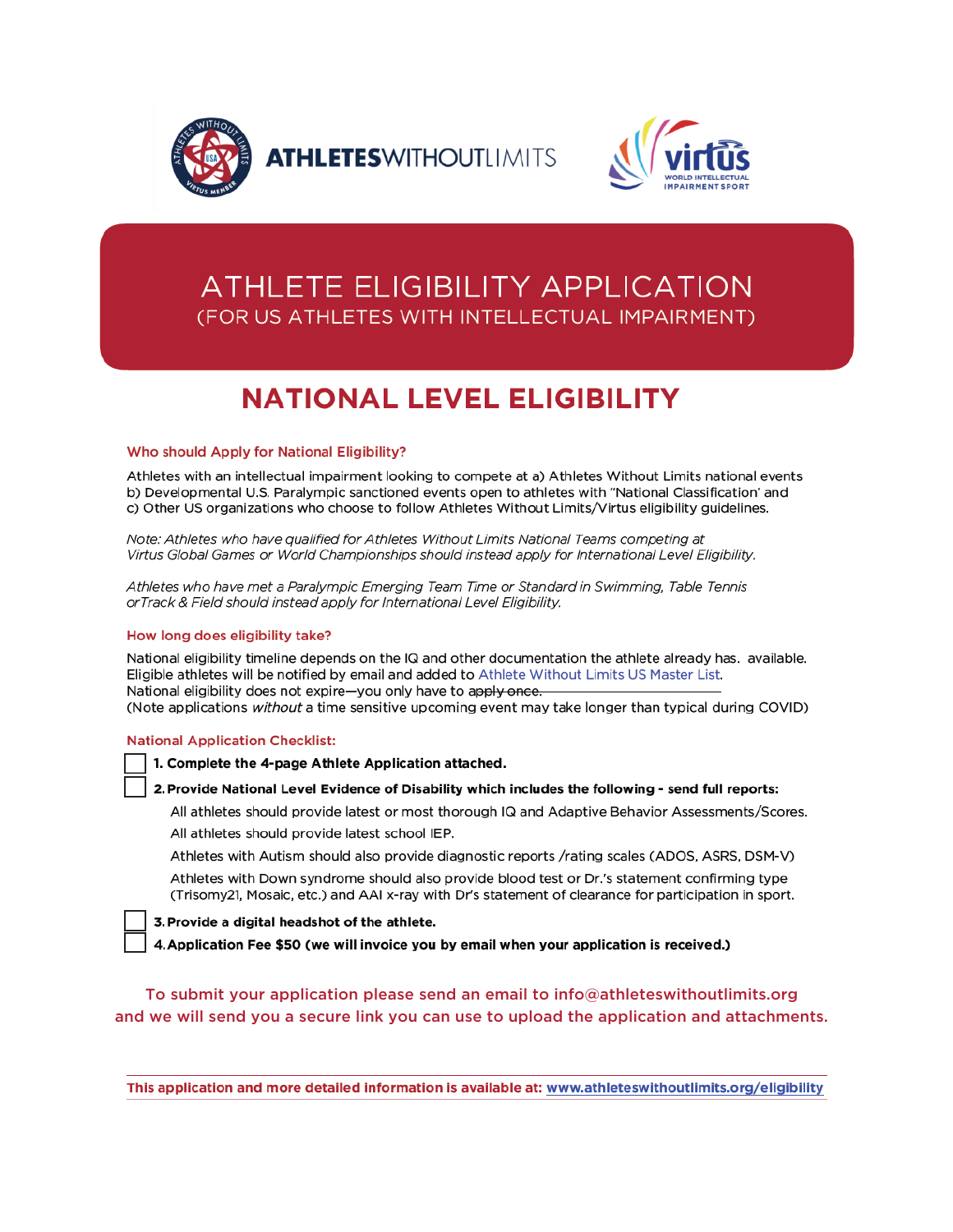ATHLETES WITHOUT LIMITS

virtus WORLD INTELLECTUAL IMPAIRMENT SPORT

# ATHLETE ELIGIBILITY APPLICATION
(FOR US ATHLETES WITH INTELLECTUAL IMPAIRMENT)

## NATIONAL LEVEL ELIGIBILITY

### Who should Apply for National Eligibility?

Athletes with an intellectual impairment looking to compete at a) Athletes Without Limits national events b) Developmental U.S. Paralympic sanctioned events open to athletes with "National Classification' and c) Other US organizations who choose to follow Athletes Without Limits/Virtus eligibility guidelines.

*Note: Athletes who have qualified for Athletes Without Limits National Teams competing at Virtus Global Games or World Championships should instead apply for International Level Eligibility.*

*Athletes who have met a Paralympic Emerging Team Time or Standard in Swimming, Table Tennis orTrack & Field should instead apply for International Level Eligibility.*

### How long does eligibility take?

National eligibility timeline depends on the IQ and other documentation the athlete already has. available. Eligible athletes will be notified by email and added to Athlete Without Limits US Master List.
National eligibility does not expire—you only have to ~~apply once.~~
(Note applications *without* a time sensitive upcoming event may take longer than typical during COVID)

### National Application Checklist:

- [ ] **1. Complete the 4-page Athlete Application attached.**
- [ ] **2. Provide National Level Evidence of Disability which includes the following - send full reports:**
  - All athletes should provide latest or most thorough IQ and Adaptive Behavior Assessments/Scores.
  - All athletes should provide latest school IEP.
  - Athletes with Autism should also provide diagnostic reports /rating scales (ADOS, ASRS, DSM-V)
  - Athletes with Down syndrome should also provide blood test or Dr.'s statement confirming type (Trisomy21, Mosaic, etc.) and AAI x-ray with Dr's statement of clearance for participation in sport.
- [ ] **3. Provide a digital headshot of the athlete.**
- [ ] **4. Application Fee $50 (we will invoice you by email when your application is received.)**

To submit your application please send an email to info@athleteswithoutlimits.org and we will send you a secure link you can use to upload the application and attachments.

**This application and more detailed information is available at: www.athleteswithoutlimits.org/eligibility**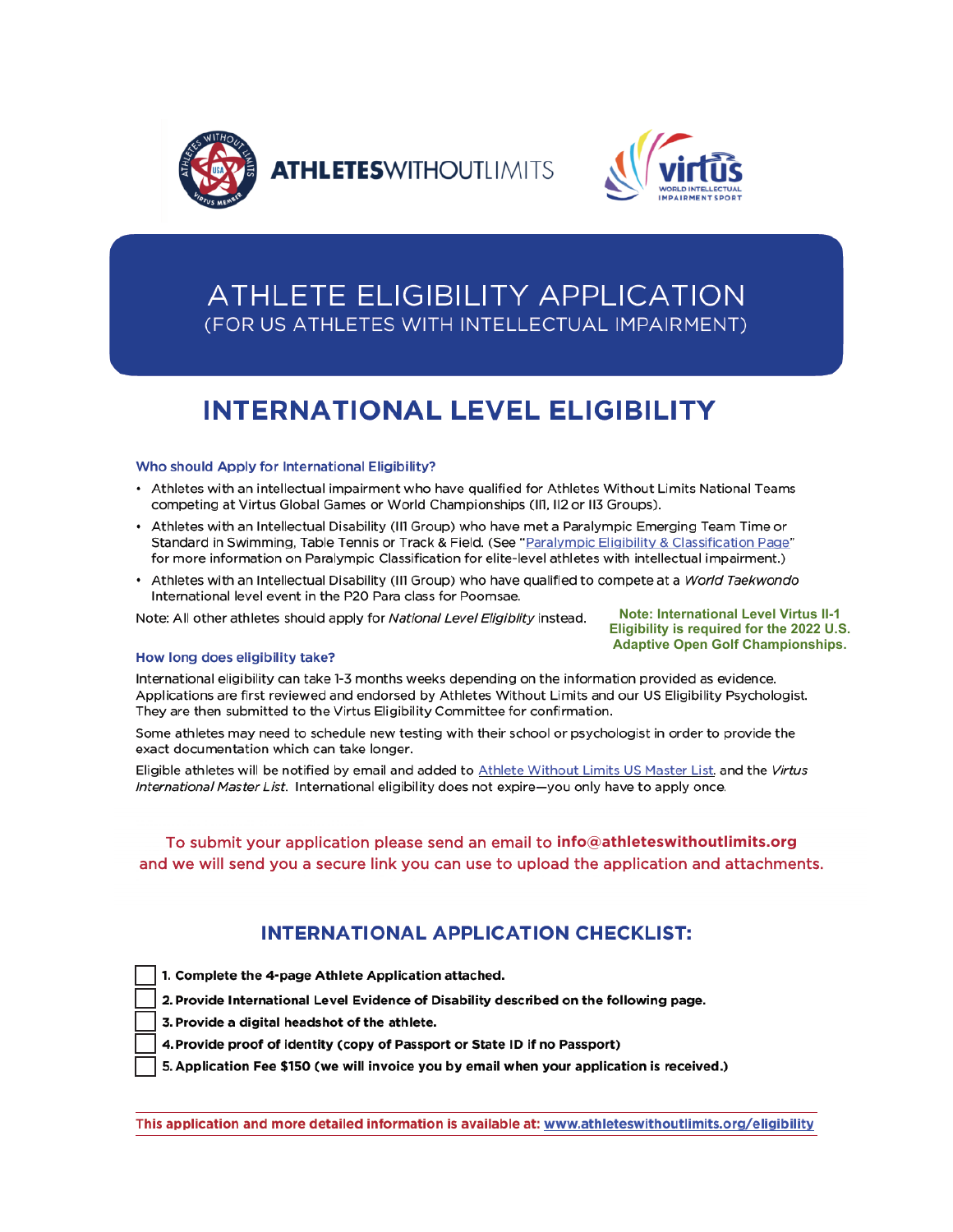ATHLETESWITHOUTLIMITS

# ATHLETE ELIGIBILITY APPLICATION
(FOR US ATHLETES WITH INTELLECTUAL IMPAIRMENT)

## INTERNATIONAL LEVEL ELIGIBILITY

### Who should Apply for International Eligibility?

- Athletes with an intellectual impairment who have qualified for Athletes Without Limits National Teams competing at Virtus Global Games or World Championships (II1, II2 or II3 Groups).
- Athletes with an Intellectual Disability (II1 Group) who have met a Paralympic Emerging Team Time or Standard in Swimming, Table Tennis or Track & Field. (See "Paralympic Eligibility & Classification Page" for more information on Paralympic Classification for elite-level athletes with intellectual impairment.)
- Athletes with an Intellectual Disability (II1 Group) who have qualified to compete at a *World Taekwondo* International level event in the P20 Para class for Poomsae.

Note: All other athletes should apply for *National Level Eligiblity* instead.

**Note: International Level Virtus II-1 Eligibility is required for the 2022 U.S. Adaptive Open Golf Championships.**

### How long does eligibility take?

International eligibility can take 1-3 months weeks depending on the information provided as evidence. Applications are first reviewed and endorsed by Athletes Without Limits and our US Eligibility Psychologist. They are then submitted to the Virtus Eligibility Committee for confirmation.

Some athletes may need to schedule new testing with their school or psychologist in order to provide the exact documentation which can take longer.

Eligible athletes will be notified by email and added to Athlete Without Limits US Master List, and the *Virtus International Master List*. International eligibility does not expire—you only have to apply once.

To submit your application please send an email to **info@athleteswithoutlimits.org** and we will send you a secure link you can use to upload the application and attachments.

## INTERNATIONAL APPLICATION CHECKLIST:

- [ ] **1. Complete the 4-page Athlete Application attached.**
- [ ] **2. Provide International Level Evidence of Disability described on the following page.**
- [ ] **3. Provide a digital headshot of the athlete.**
- [ ] **4. Provide proof of identity (copy of Passport or State ID if no Passport)**
- [ ] **5. Application Fee $150 (we will invoice you by email when your application is received.)**

**This application and more detailed information is available at: www.athleteswithoutlimits.org/eligibility**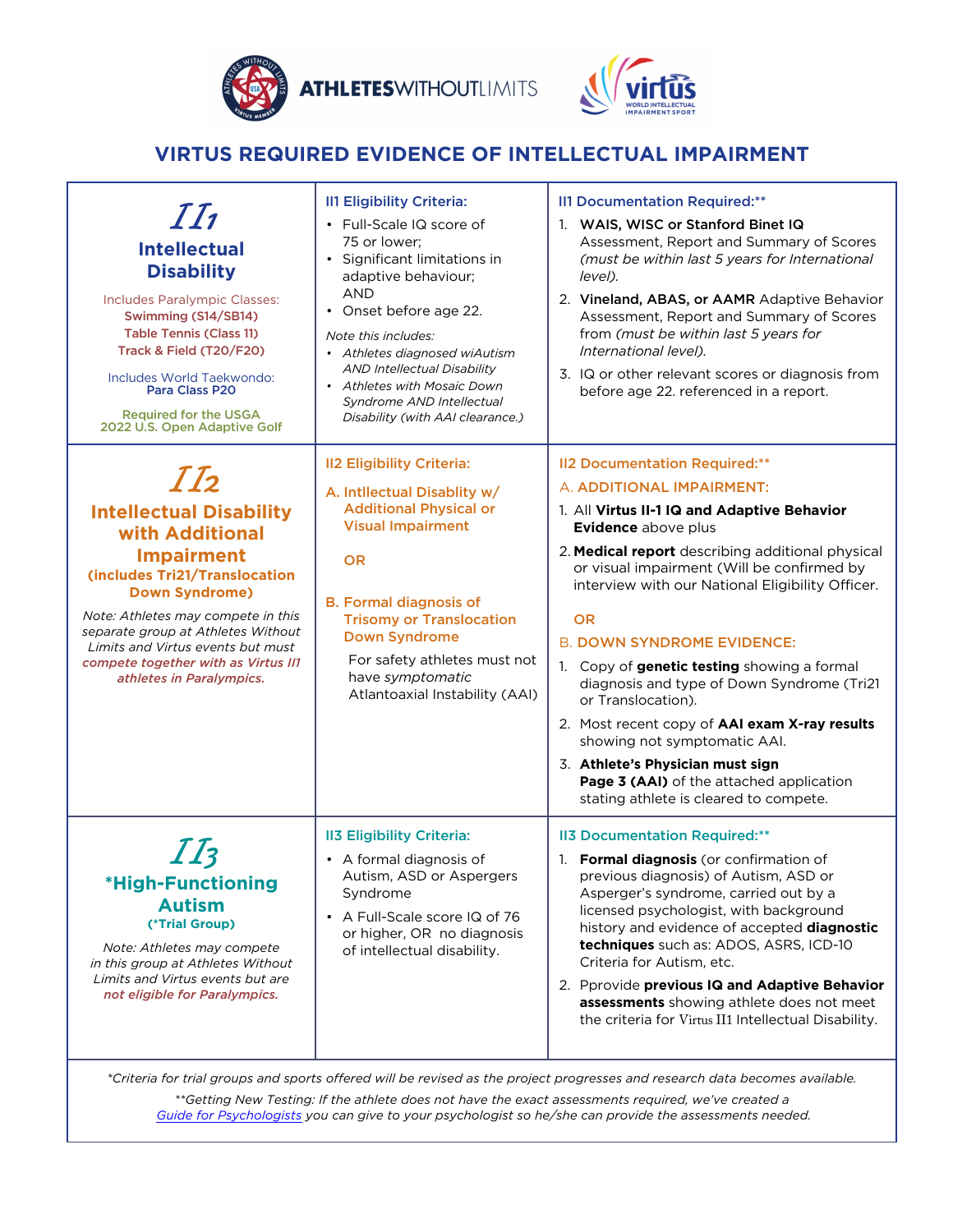ATHLETESWITHOUTLIMITS

# VIRTUS REQUIRED EVIDENCE OF INTELLECTUAL IMPAIRMENT

| | Eligibility Criteria | Documentation Required |
|---|---|---|
| ***II1*** **Intellectual Disability**<br><br>Includes Paralympic Classes:<br>**Swimming (S14/SB14)**<br>**Table Tennis (Class 11)**<br>**Track & Field (T20/F20)**<br><br>Includes World Taekwondo:<br>**Para Class P20**<br><br>Required for the USGA 2022 U.S. Open Adaptive Golf | **II1 Eligibility Criteria:**<br>• Full-Scale IQ score of 75 or lower;<br>• Significant limitations in adaptive behaviour; AND<br>• Onset before age 22.<br><br>*Note this includes:*<br>• *Athletes diagnosed wiAutism AND Intellectual Disability*<br>• *Athletes with Mosaic Down Syndrome AND Intellectual Disability (with AAI clearance.)* | **II1 Documentation Required:****<br>1. **WAIS, WISC or Stanford Binet IQ** Assessment, Report and Summary of Scores *(must be within last 5 years for International level).*<br>2. **Vineland, ABAS, or AAMR** Adaptive Behavior Assessment, Report and Summary of Scores from *(must be within last 5 years for International level).*<br>3. IQ or other relevant scores or diagnosis from before age 22. referenced in a report. |
| ***II2*** **Intellectual Disability with Additional Impairment (includes Tri21/Translocation Down Syndrome)**<br><br>*Note: Athletes may compete in this separate group at Athletes Without Limits and Virtus events but must* ***compete together with as Virtus II1 athletes in Paralympics.*** | **II2 Eligibility Criteria:**<br>**A. Intllectual Disablity w/ Additional Physical or Visual Impairment**<br><br>**OR**<br><br>**B. Formal diagnosis of Trisomy or Translocation Down Syndrome**<br>For safety athletes must not have *symptomatic* Atlantoaxial Instability (AAI) | **II2 Documentation Required:****<br>A. **ADDITIONAL IMPAIRMENT:**<br>1. All **Virtus II-1 IQ and Adaptive Behavior Evidence** above plus<br>2. **Medical report** describing additional physical or visual impairment (Will be confirmed by interview with our National Eligibility Officer.<br><br>**OR**<br><br>B. **DOWN SYNDROME EVIDENCE:**<br>1. Copy of **genetic testing** showing a formal diagnosis and type of Down Syndrome (Tri21 or Translocation).<br>2. Most recent copy of **AAI exam X-ray results** showing not symptomatic AAI.<br>3. **Athlete's Physician must sign Page 3 (AAI)** of the attached application stating athlete is cleared to compete. |
| ***II3*** **\*High-Functioning Autism (\*Trial Group)**<br><br>*Note: Athletes may compete in this group at Athletes Without Limits and Virtus events but are* ***not eligible for Paralympics.*** | **II3 Eligibility Criteria:**<br>• A formal diagnosis of Autism, ASD or Aspergers Syndrome<br>• A Full-Scale score IQ of 76 or higher, OR no diagnosis of intellectual disability. | **II3 Documentation Required:****<br>1. **Formal diagnosis** (or confirmation of previous diagnosis) of Autism, ASD or Asperger's syndrome, carried out by a licensed psychologist, with background history and evidence of accepted **diagnostic techniques** such as: ADOS, ASRS, ICD-10 Criteria for Autism, etc.<br>2. Pprovide **previous IQ and Adaptive Behavior assessments** showing athlete does not meet the criteria for Virtus II1 Intellectual Disability. |

*\*Criteria for trial groups and sports offered will be revised as the project progresses and research data becomes available.*

*\*\*Getting New Testing: If the athlete does not have the exact assessments required, we've created a Guide for Psychologists you can give to your psychologist so he/she can provide the assessments needed.*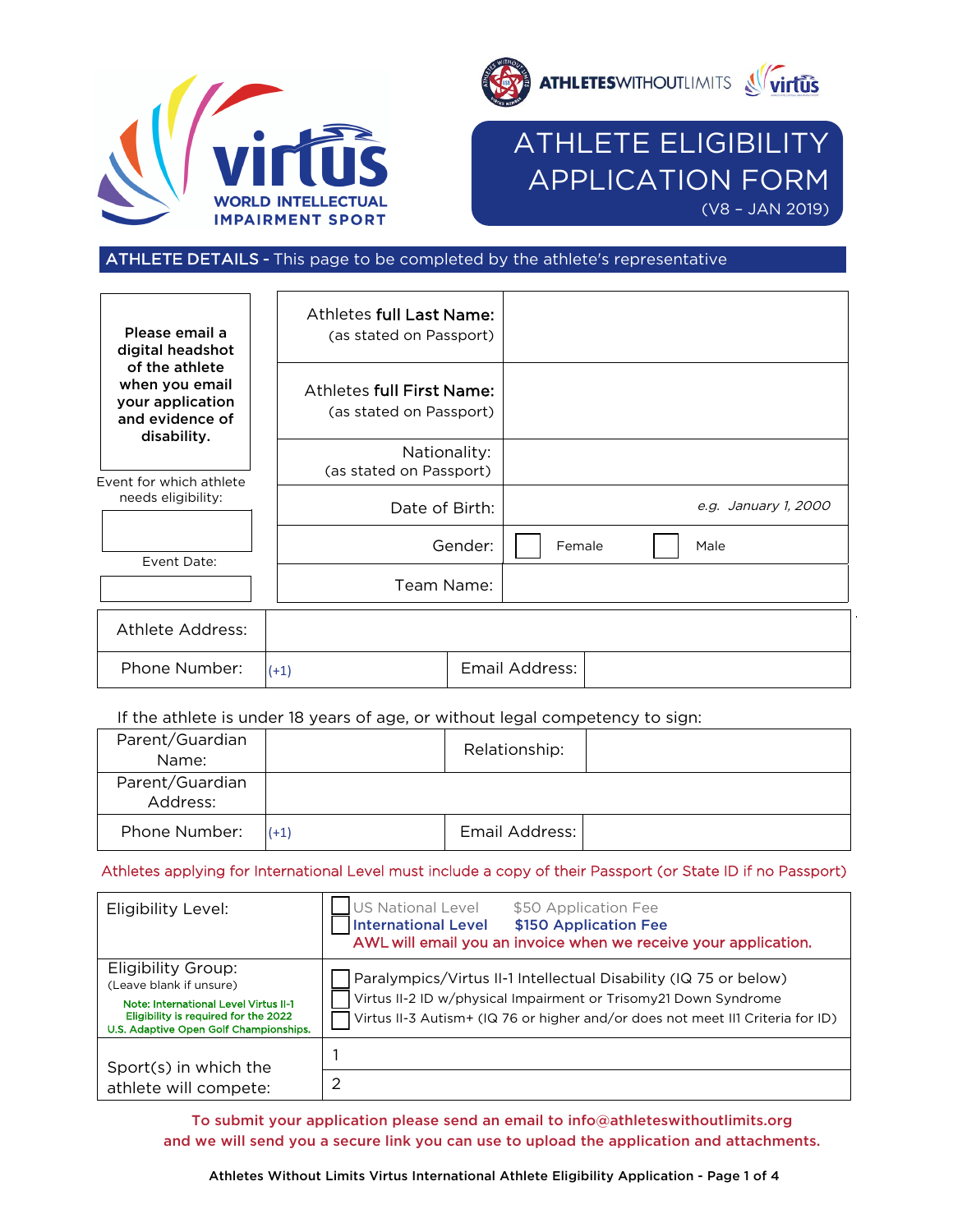# ATHLETE ELIGIBILITY APPLICATION FORM

(V8 – JAN 2019)

## ATHLETE DETAILS - This page to be completed by the athlete's representative

**Please email a digital headshot of the athlete when you email your application and evidence of disability.**

Event for which athlete needs eligibility:

Event Date:

| | |
|---|---|
| Athletes **full Last Name:** (as stated on Passport) | |
| Athletes **full First Name:** (as stated on Passport) | |
| Nationality: (as stated on Passport) | |
| Date of Birth: | *e.g. January 1, 2000* |
| Gender: | ☐ Female ☐ Male |
| Team Name: | |

| | | | |
|---|---|---|---|
| Athlete Address: | | | |
| Phone Number: | (+1) | Email Address: | |

If the athlete is under 18 years of age, or without legal competency to sign:

| | | | |
|---|---|---|---|
| Parent/Guardian Name: | | Relationship: | |
| Parent/Guardian Address: | | | |
| Phone Number: | (+1) | Email Address: | |

Athletes applying for International Level must include a copy of their Passport (or State ID if no Passport)

| | |
|---|---|
| Eligibility Level: | ☐ US National Level $50 Application Fee<br>☐ **International Level $150 Application Fee**<br>AWL will email you an invoice when we receive your application. |
| Eligibility Group: (Leave blank if unsure)<br>Note: International Level Virtus II-1 Eligibility is required for the 2022 U.S. Adaptive Open Golf Championships. | ☐ Paralympics/Virtus II-1 Intellectual Disability (IQ 75 or below)<br>☐ Virtus II-2 ID w/physical Impairment or Trisomy21 Down Syndrome<br>☐ Virtus II-3 Autism+ (IQ 76 or higher and/or does not meet II1 Criteria for ID) |
| Sport(s) in which the athlete will compete: | 1<br>2 |

**To submit your application please send an email to info@athleteswithoutlimits.org and we will send you a secure link you can use to upload the application and attachments.**

**Athletes Without Limits Virtus International Athlete Eligibility Application**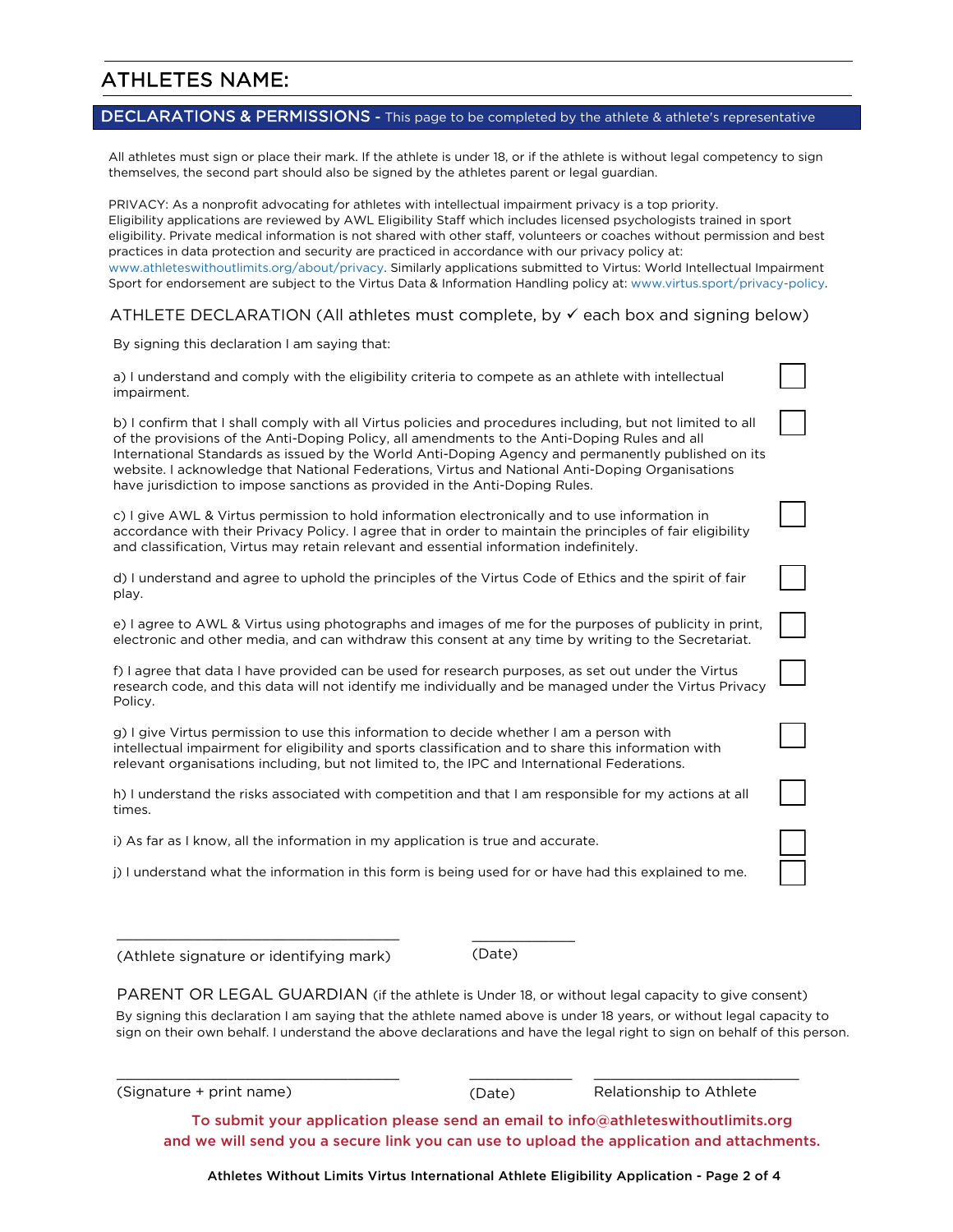## ATHLETES NAME:

## DECLARATIONS & PERMISSIONS - This page to be completed by the athlete & athlete's representative

All athletes must sign or place their mark. If the athlete is under 18, or if the athlete is without legal competency to sign themselves, the second part should also be signed by the athletes parent or legal guardian.

PRIVACY: As a nonprofit advocating for athletes with intellectual impairment privacy is a top priority. Eligibility applications are reviewed by AWL Eligibility Staff which includes licensed psychologists trained in sport eligibility. Private medical information is not shared with other staff, volunteers or coaches without permission and best practices in data protection and security are practiced in accordance with our privacy policy at: www.athleteswithoutlimits.org/about/privacy. Similarly applications submitted to Virtus: World Intellectual Impairment Sport for endorsement are subject to the Virtus Data & Information Handling policy at: www.virtus.sport/privacy-policy.

### ATHLETE DECLARATION (All athletes must complete, by ✓ each box and signing below)

By signing this declaration I am saying that:

- ☐ a) I understand and comply with the eligibility criteria to compete as an athlete with intellectual impairment.
- ☐ b) I confirm that I shall comply with all Virtus policies and procedures including, but not limited to all of the provisions of the Anti-Doping Policy, all amendments to the Anti-Doping Rules and all International Standards as issued by the World Anti-Doping Agency and permanently published on its website. I acknowledge that National Federations, Virtus and National Anti-Doping Organisations have jurisdiction to impose sanctions as provided in the Anti-Doping Rules.
- ☐ c) I give AWL & Virtus permission to hold information electronically and to use information in accordance with their Privacy Policy. I agree that in order to maintain the principles of fair eligibility and classification, Virtus may retain relevant and essential information indefinitely.
- ☐ d) I understand and agree to uphold the principles of the Virtus Code of Ethics and the spirit of fair play.
- ☐ e) I agree to AWL & Virtus using photographs and images of me for the purposes of publicity in print, electronic and other media, and can withdraw this consent at any time by writing to the Secretariat.
- ☐ f) I agree that data I have provided can be used for research purposes, as set out under the Virtus research code, and this data will not identify me individually and be managed under the Virtus Privacy Policy.
- ☐ g) I give Virtus permission to use this information to decide whether I am a person with intellectual impairment for eligibility and sports classification and to share this information with relevant organisations including, but not limited to, the IPC and International Federations.
- ☐ h) I understand the risks associated with competition and that I am responsible for my actions at all times.
- ☐ i) As far as I know, all the information in my application is true and accurate.
- ☐ j) I understand what the information in this form is being used for or have had this explained to me.

___________________________________ (Athlete signature or identifying mark)

____________ (Date)

### PARENT OR LEGAL GUARDIAN (if the athlete is Under 18, or without legal capacity to give consent)

By signing this declaration I am saying that the athlete named above is under 18 years, or without legal capacity to sign on their own behalf. I understand the above declarations and have the legal right to sign on behalf of this person.

___________________________________ (Signature + print name)

____________ (Date)

_________________________ Relationship to Athlete

**To submit your application please send an email to info@athleteswithoutlimits.org and we will send you a secure link you can use to upload the application and attachments.**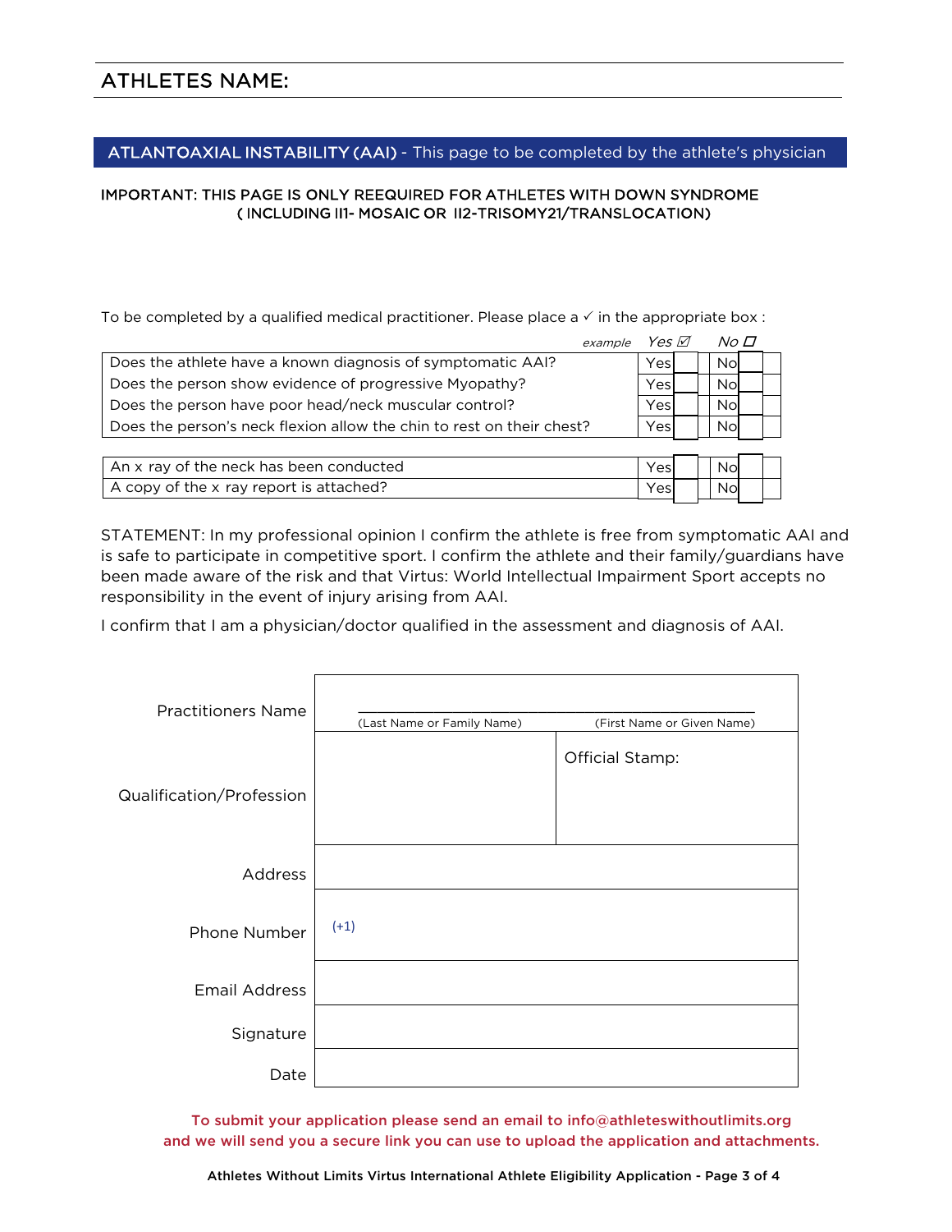## ATHLETES NAME:

## ATLANTOAXIAL INSTABILITY (AAI) - This page to be completed by the athlete's physician

IMPORTANT: THIS PAGE IS ONLY REEQUIRED FOR ATHLETES WITH DOWN SYNDROME ( INCLUDING II1- MOSAIC OR II2-TRISOMY21/TRANSLOCATION)

To be completed by a qualified medical practitioner. Please place a ✓ in the appropriate box :

*example* *Yes* ☑ *No* ☐

| Question | Yes | | No | |
|---|---|---|---|---|
| Does the athlete have a known diagnosis of symptomatic AAI? | Yes | | No | |
| Does the person show evidence of progressive Myopathy? | Yes | | No | |
| Does the person have poor head/neck muscular control? | Yes | | No | |
| Does the person's neck flexion allow the chin to rest on their chest? | Yes | | No | |

| Question | Yes | | No | |
|---|---|---|---|---|
| An x ray of the neck has been conducted | Yes | | No | |
| A copy of the x ray report is attached? | Yes | | No | |

STATEMENT: In my professional opinion I confirm the athlete is free from symptomatic AAI and is safe to participate in competitive sport. I confirm the athlete and their family/guardians have been made aware of the risk and that Virtus: World Intellectual Impairment Sport accepts no responsibility in the event of injury arising from AAI.

I confirm that I am a physician/doctor qualified in the assessment and diagnosis of AAI.

| | | |
|---|---|---|
| Practitioners Name | (Last Name or Family Name) | (First Name or Given Name) |
| Qualification/Profession | | Official Stamp: |
| Address | | |
| Phone Number | (+1) | |
| Email Address | | |
| Signature | | |
| Date | | |

To submit your application please send an email to info@athleteswithoutlimits.org and we will send you a secure link you can use to upload the application and attachments.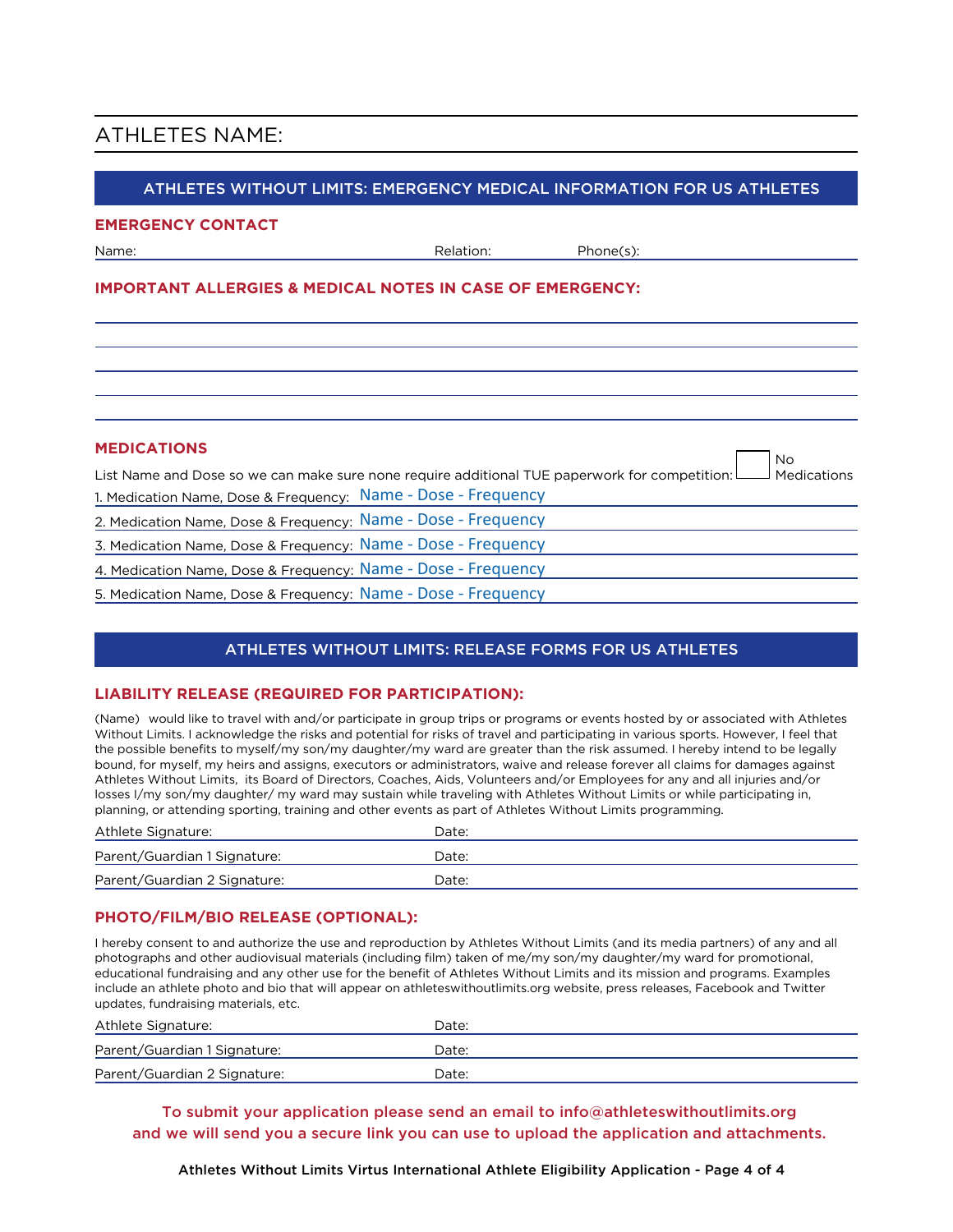ATHLETES NAME:

## ATHLETES WITHOUT LIMITS: EMERGENCY MEDICAL INFORMATION FOR US ATHLETES

### EMERGENCY CONTACT

Name: Relation: Phone(s):

### IMPORTANT ALLERGIES & MEDICAL NOTES IN CASE OF EMERGENCY:

### MEDICATIONS

List Name and Dose so we can make sure none require additional TUE paperwork for competition: ☐ No Medications

1. Medication Name, Dose & Frequency: Name - Dose - Frequency
2. Medication Name, Dose & Frequency: Name - Dose - Frequency
3. Medication Name, Dose & Frequency: Name - Dose - Frequency
4. Medication Name, Dose & Frequency: Name - Dose - Frequency
5. Medication Name, Dose & Frequency: Name - Dose - Frequency

## ATHLETES WITHOUT LIMITS: RELEASE FORMS FOR US ATHLETES

### LIABILITY RELEASE (REQUIRED FOR PARTICIPATION):

(Name) would like to travel with and/or participate in group trips or programs or events hosted by or associated with Athletes Without Limits. I acknowledge the risks and potential for risks of travel and participating in various sports. However, I feel that the possible benefits to myself/my son/my daughter/my ward are greater than the risk assumed. I hereby intend to be legally bound, for myself, my heirs and assigns, executors or administrators, waive and release forever all claims for damages against Athletes Without Limits, its Board of Directors, Coaches, Aids, Volunteers and/or Employees for any and all injuries and/or losses I/my son/my daughter/ my ward may sustain while traveling with Athletes Without Limits or while participating in, planning, or attending sporting, training and other events as part of Athletes Without Limits programming.

Athlete Signature: Date:

Parent/Guardian 1 Signature: Date:

Parent/Guardian 2 Signature: Date:

### PHOTO/FILM/BIO RELEASE (OPTIONAL):

I hereby consent to and authorize the use and reproduction by Athletes Without Limits (and its media partners) of any and all photographs and other audiovisual materials (including film) taken of me/my son/my daughter/my ward for promotional, educational fundraising and any other use for the benefit of Athletes Without Limits and its mission and programs. Examples include an athlete photo and bio that will appear on athleteswithoutlimits.org website, press releases, Facebook and Twitter updates, fundraising materials, etc.

Athlete Signature: Date:

Parent/Guardian 1 Signature: Date:

Parent/Guardian 2 Signature: Date:

To submit your application please send an email to info@athleteswithoutlimits.org and we will send you a secure link you can use to upload the application and attachments.